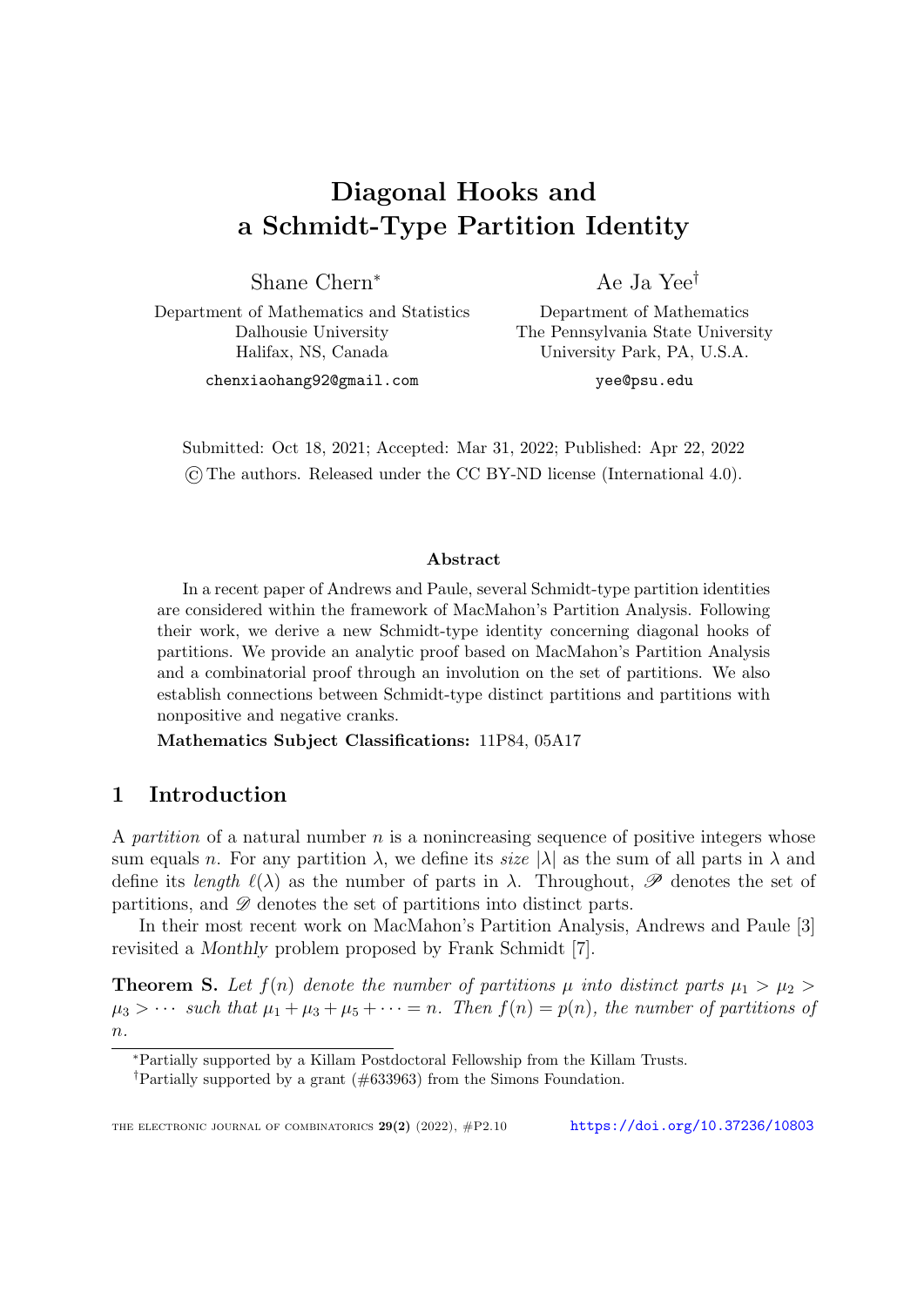# Diagonal Hooks and a Schmidt-Type Partition Identity

Shane Chern*

Department of Mathematics and Statistics
Dalhousie University
Halifax, NS, Canada

chenxiaohang92@gmail.com

Ae Ja Yee†

Department of Mathematics
The Pennsylvania State University
University Park, PA, U.S.A.

yee@psu.edu

Submitted: Oct 18, 2021; Accepted: Mar 31, 2022; Published: Apr 22, 2022
© The authors. Released under the CC BY-ND license (International 4.0).

### Abstract

In a recent paper of Andrews and Paule, several Schmidt-type partition identities are considered within the framework of MacMahon's Partition Analysis. Following their work, we derive a new Schmidt-type identity concerning diagonal hooks of partitions. We provide an analytic proof based on MacMahon's Partition Analysis and a combinatorial proof through an involution on the set of partitions. We also establish connections between Schmidt-type distinct partitions and partitions with nonpositive and negative cranks.

**Mathematics Subject Classifications:** 11P84, 05A17

## 1 Introduction

A *partition* of a natural number $n$ is a nonincreasing sequence of positive integers whose sum equals $n$. For any partition $\lambda$, we define its *size* $|\lambda|$ as the sum of all parts in $\lambda$ and define its *length* $\ell(\lambda)$ as the number of parts in $\lambda$. Throughout, $\mathscr{P}$ denotes the set of partitions, and $\mathscr{D}$ denotes the set of partitions into distinct parts.

In their most recent work on MacMahon's Partition Analysis, Andrews and Paule [3] revisited a *Monthly* problem proposed by Frank Schmidt [7].

**Theorem S.** *Let $f(n)$ denote the number of partitions $\mu$ into distinct parts $\mu_1 > \mu_2 > \mu_3 > \cdots$ such that $\mu_1 + \mu_3 + \mu_5 + \cdots = n$. Then $f(n) = p(n)$, the number of partitions of $n$.*

---

*Partially supported by a Killam Postdoctoral Fellowship from the Killam Trusts.

†Partially supported by a grant (#633963) from the Simons Foundation.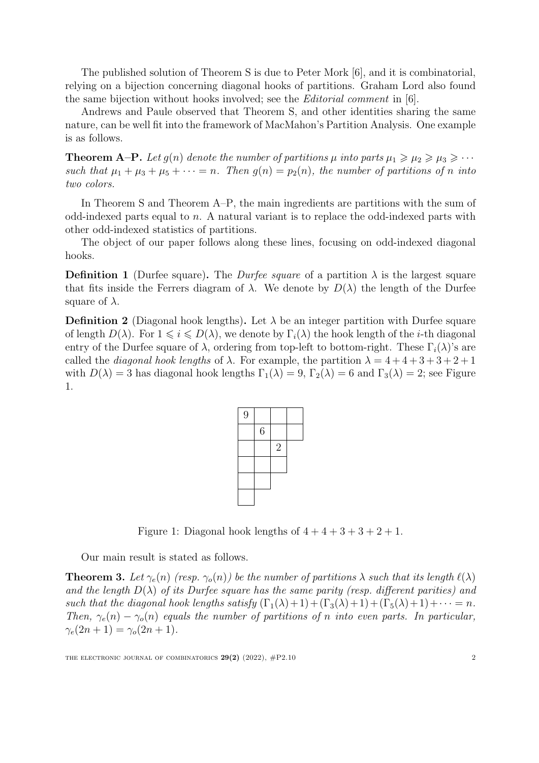The published solution of Theorem S is due to Peter Mork [6], and it is combinatorial, relying on a bijection concerning diagonal hooks of partitions. Graham Lord also found the same bijection without hooks involved; see the *Editorial comment* in [6].

Andrews and Paule observed that Theorem S, and other identities sharing the same nature, can be well fit into the framework of MacMahon's Partition Analysis. One example is as follows.

**Theorem A–P.** *Let $g(n)$ denote the number of partitions $\mu$ into parts $\mu_1 \geqslant \mu_2 \geqslant \mu_3 \geqslant \cdots$ such that $\mu_1 + \mu_3 + \mu_5 + \cdots = n$. Then $g(n) = p_2(n)$, the number of partitions of $n$ into two colors.*

In Theorem S and Theorem A–P, the main ingredients are partitions with the sum of odd-indexed parts equal to $n$. A natural variant is to replace the odd-indexed parts with other odd-indexed statistics of partitions.

The object of our paper follows along these lines, focusing on odd-indexed diagonal hooks.

**Definition 1** (Durfee square)**.** The *Durfee square* of a partition $\lambda$ is the largest square that fits inside the Ferrers diagram of $\lambda$. We denote by $D(\lambda)$ the length of the Durfee square of $\lambda$.

**Definition 2** (Diagonal hook lengths)**.** Let $\lambda$ be an integer partition with Durfee square of length $D(\lambda)$. For $1 \leqslant i \leqslant D(\lambda)$, we denote by $\Gamma_i(\lambda)$ the hook length of the $i$-th diagonal entry of the Durfee square of $\lambda$, ordering from top-left to bottom-right. These $\Gamma_i(\lambda)$'s are called the *diagonal hook lengths* of $\lambda$. For example, the partition $\lambda = 4+4+3+3+3+2+1$ with $D(\lambda) = 3$ has diagonal hook lengths $\Gamma_1(\lambda) = 9$, $\Gamma_2(\lambda) = 6$ and $\Gamma_3(\lambda) = 2$; see Figure 1.

| | | | |
|---|---|---|---|
| 9 | | | |
| | 6 | | |
| | | 2 | |
| | | | |
| | | | |
| | | | |

Figure 1: Diagonal hook lengths of $4+4+3+3+2+1$.

Our main result is stated as follows.

**Theorem 3.** *Let $\gamma_e(n)$ (resp. $\gamma_o(n)$) be the number of partitions $\lambda$ such that its length $\ell(\lambda)$ and the length $D(\lambda)$ of its Durfee square has the same parity (resp. different parities) and such that the diagonal hook lengths satisfy $(\Gamma_1(\lambda)+1)+(\Gamma_3(\lambda)+1)+(\Gamma_5(\lambda)+1)+\cdots = n$. Then, $\gamma_e(n) - \gamma_o(n)$ equals the number of partitions of $n$ into even parts. In particular, $\gamma_e(2n+1) = \gamma_o(2n+1)$.*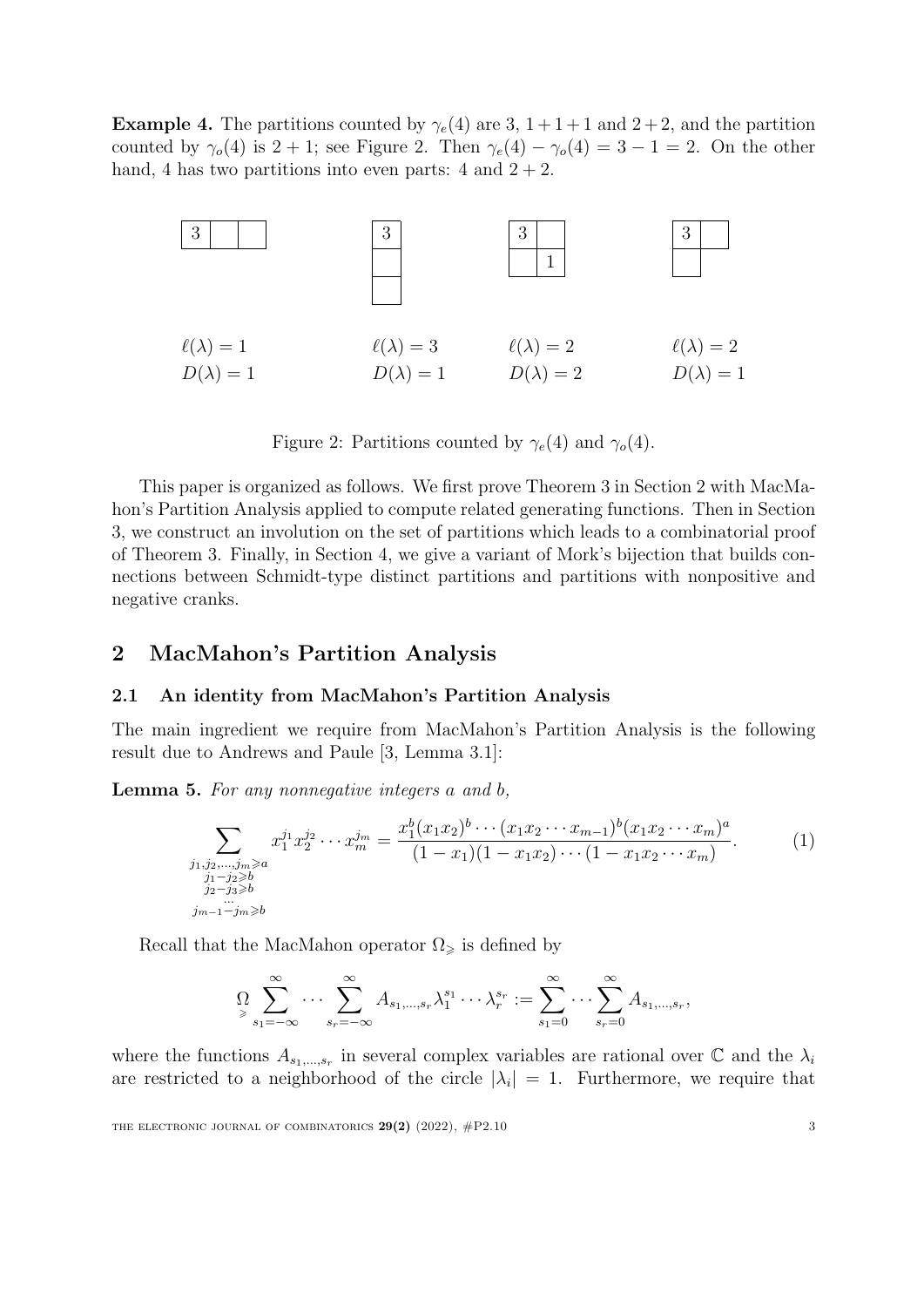**Example 4.** The partitions counted by $\gamma_e(4)$ are 3, $1+1+1$ and $2+2$, and the partition counted by $\gamma_o(4)$ is $2+1$; see Figure 2. Then $\gamma_e(4) - \gamma_o(4) = 3 - 1 = 2$. On the other hand, 4 has two partitions into even parts: 4 and $2+2$.

| $\ell(\lambda) = 1$ | $\ell(\lambda) = 3$ | $\ell(\lambda) = 2$ | $\ell(\lambda) = 2$ |
|---|---|---|---|
| $D(\lambda) = 1$ | $D(\lambda) = 1$ | $D(\lambda) = 2$ | $D(\lambda) = 1$ |

Figure 2: Partitions counted by $\gamma_e(4)$ and $\gamma_o(4)$.

This paper is organized as follows. We first prove Theorem 3 in Section 2 with MacMahon's Partition Analysis applied to compute related generating functions. Then in Section 3, we construct an involution on the set of partitions which leads to a combinatorial proof of Theorem 3. Finally, in Section 4, we give a variant of Mork's bijection that builds connections between Schmidt-type distinct partitions and partitions with nonpositive and negative cranks.

## 2 MacMahon's Partition Analysis

### 2.1 An identity from MacMahon's Partition Analysis

The main ingredient we require from MacMahon's Partition Analysis is the following result due to Andrews and Paule [3, Lemma 3.1]:

**Lemma 5.** *For any nonnegative integers a and b,*

$$\sum_{\substack{j_1, j_2, \ldots, j_m \geqslant a \\ j_1 - j_2 \geqslant b \\ j_2 - j_3 \geqslant b \\ \cdots \\ j_{m-1} - j_m \geqslant b}} x_1^{j_1} x_2^{j_2} \cdots x_m^{j_m} = \frac{x_1^b (x_1 x_2)^b \cdots (x_1 x_2 \cdots x_{m-1})^b (x_1 x_2 \cdots x_m)^a}{(1 - x_1)(1 - x_1 x_2) \cdots (1 - x_1 x_2 \cdots x_m)}. \tag{1}$$

Recall that the MacMahon operator $\Omega_{\geqslant}$ is defined by

$$\underset{\geqslant}{\Omega} \sum_{s_1=-\infty}^{\infty} \cdots \sum_{s_r=-\infty}^{\infty} A_{s_1,\ldots,s_r} \lambda_1^{s_1} \cdots \lambda_r^{s_r} := \sum_{s_1=0}^{\infty} \cdots \sum_{s_r=0}^{\infty} A_{s_1,\ldots,s_r},$$

where the functions $A_{s_1,\ldots,s_r}$ in several complex variables are rational over $\mathbb{C}$ and the $\lambda_i$ are restricted to a neighborhood of the circle $|\lambda_i| = 1$. Furthermore, we require that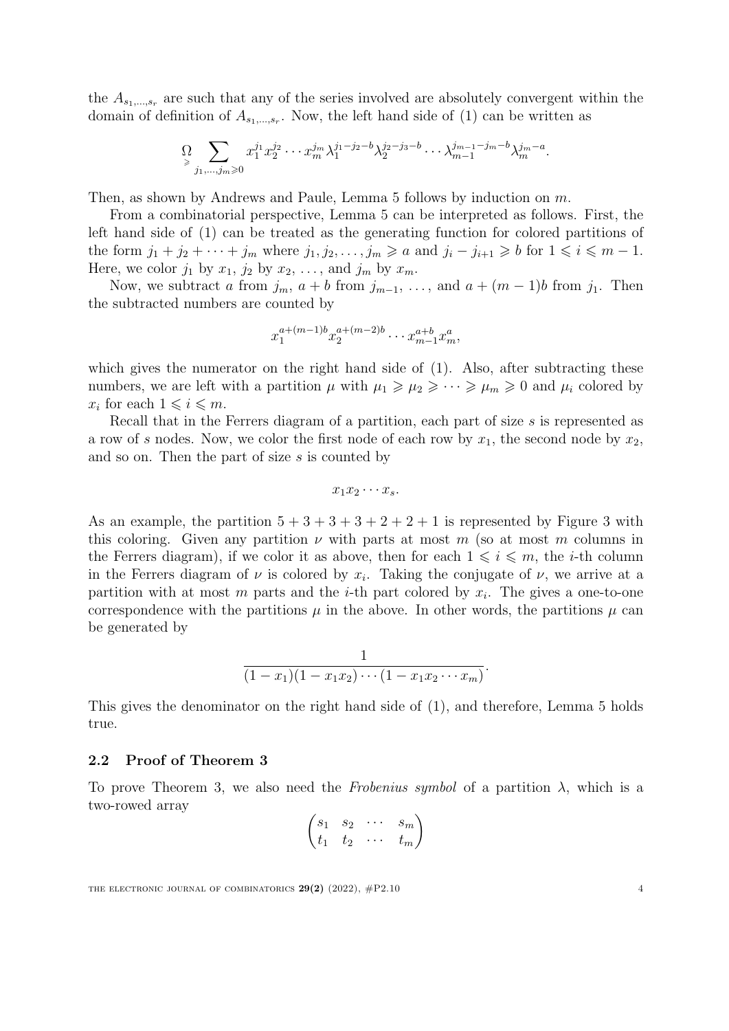the $A_{s_1,\ldots,s_r}$ are such that any of the series involved are absolutely convergent within the domain of definition of $A_{s_1,\ldots,s_r}$. Now, the left hand side of (1) can be written as

$$\underset{\geqslant}{\Omega} \sum_{j_1,\ldots,j_m \geqslant 0} x_1^{j_1} x_2^{j_2} \cdots x_m^{j_m} \lambda_1^{j_1-j_2-b} \lambda_2^{j_2-j_3-b} \cdots \lambda_{m-1}^{j_{m-1}-j_m-b} \lambda_m^{j_m-a}.$$

Then, as shown by Andrews and Paule, Lemma 5 follows by induction on $m$.

From a combinatorial perspective, Lemma 5 can be interpreted as follows. First, the left hand side of (1) can be treated as the generating function for colored partitions of the form $j_1 + j_2 + \cdots + j_m$ where $j_1, j_2, \ldots, j_m \geqslant a$ and $j_i - j_{i+1} \geqslant b$ for $1 \leqslant i \leqslant m-1$. Here, we color $j_1$ by $x_1$, $j_2$ by $x_2$, $\ldots$, and $j_m$ by $x_m$.

Now, we subtract $a$ from $j_m$, $a+b$ from $j_{m-1}$, $\ldots$, and $a+(m-1)b$ from $j_1$. Then the subtracted numbers are counted by

$$x_1^{a+(m-1)b} x_2^{a+(m-2)b} \cdots x_{m-1}^{a+b} x_m^{a},$$

which gives the numerator on the right hand side of (1). Also, after subtracting these numbers, we are left with a partition $\mu$ with $\mu_1 \geqslant \mu_2 \geqslant \cdots \geqslant \mu_m \geqslant 0$ and $\mu_i$ colored by $x_i$ for each $1 \leqslant i \leqslant m$.

Recall that in the Ferrers diagram of a partition, each part of size $s$ is represented as a row of $s$ nodes. Now, we color the first node of each row by $x_1$, the second node by $x_2$, and so on. Then the part of size $s$ is counted by

$$x_1 x_2 \cdots x_s.$$

As an example, the partition $5+3+3+3+2+2+1$ is represented by Figure 3 with this coloring. Given any partition $\nu$ with parts at most $m$ (so at most $m$ columns in the Ferrers diagram), if we color it as above, then for each $1 \leqslant i \leqslant m$, the $i$-th column in the Ferrers diagram of $\nu$ is colored by $x_i$. Taking the conjugate of $\nu$, we arrive at a partition with at most $m$ parts and the $i$-th part colored by $x_i$. The gives a one-to-one correspondence with the partitions $\mu$ in the above. In other words, the partitions $\mu$ can be generated by

$$\frac{1}{(1-x_1)(1-x_1x_2)\cdots(1-x_1x_2\cdots x_m)}.$$

This gives the denominator on the right hand side of (1), and therefore, Lemma 5 holds true.

### 2.2 Proof of Theorem 3

To prove Theorem 3, we also need the *Frobenius symbol* of a partition $\lambda$, which is a two-rowed array

$$\begin{pmatrix} s_1 & s_2 & \cdots & s_m \\ t_1 & t_2 & \cdots & t_m \end{pmatrix}$$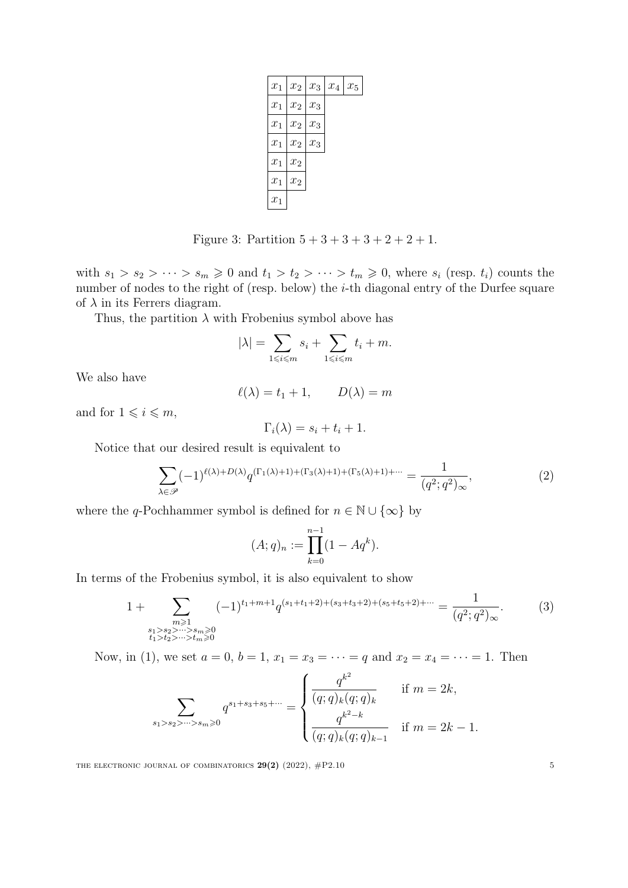| $x_1$ | $x_2$ | $x_3$ | $x_4$ | $x_5$ |
|---|---|---|---|---|
| $x_1$ | $x_2$ | $x_3$ | | |
| $x_1$ | $x_2$ | $x_3$ | | |
| $x_1$ | $x_2$ | $x_3$ | | |
| $x_1$ | $x_2$ | | | |
| $x_1$ | $x_2$ | | | |
| $x_1$ | | | | |

Figure 3: Partition $5+3+3+3+2+2+1$.

with $s_1 > s_2 > \cdots > s_m \geqslant 0$ and $t_1 > t_2 > \cdots > t_m \geqslant 0$, where $s_i$ (resp. $t_i$) counts the number of nodes to the right of (resp. below) the $i$-th diagonal entry of the Durfee square of $\lambda$ in its Ferrers diagram.

Thus, the partition $\lambda$ with Frobenius symbol above has

$$|\lambda| = \sum_{1\leqslant i\leqslant m} s_i + \sum_{1\leqslant i\leqslant m} t_i + m.$$

We also have

$$\ell(\lambda) = t_1 + 1, \qquad D(\lambda) = m$$

and for $1 \leqslant i \leqslant m$,

$$\Gamma_i(\lambda) = s_i + t_i + 1.$$

Notice that our desired result is equivalent to

$$\sum_{\lambda\in\mathscr{P}} (-1)^{\ell(\lambda)+D(\lambda)} q^{(\Gamma_1(\lambda)+1)+(\Gamma_3(\lambda)+1)+(\Gamma_5(\lambda)+1)+\cdots} = \frac{1}{(q^2;q^2)_\infty}, \tag{2}$$

where the $q$-Pochhammer symbol is defined for $n \in \mathbb{N}\cup\{\infty\}$ by

$$(A;q)_n := \prod_{k=0}^{n-1}(1-Aq^k).$$

In terms of the Frobenius symbol, it is also equivalent to show

$$1 + \sum_{\substack{m\geqslant 1\\ s_1>s_2>\cdots>s_m\geqslant 0\\ t_1>t_2>\cdots>t_m\geqslant 0}} (-1)^{t_1+m+1} q^{(s_1+t_1+2)+(s_3+t_3+2)+(s_5+t_5+2)+\cdots} = \frac{1}{(q^2;q^2)_\infty}. \tag{3}$$

Now, in (1), we set $a=0$, $b=1$, $x_1 = x_3 = \cdots = q$ and $x_2 = x_4 = \cdots = 1$. Then

$$\sum_{s_1>s_2>\cdots>s_m\geqslant 0} q^{s_1+s_3+s_5+\cdots} = \begin{cases} \dfrac{q^{k^2}}{(q;q)_k(q;q)_k} & \text{if } m = 2k, \\[2ex] \dfrac{q^{k^2-k}}{(q;q)_k(q;q)_{k-1}} & \text{if } m = 2k-1. \end{cases}$$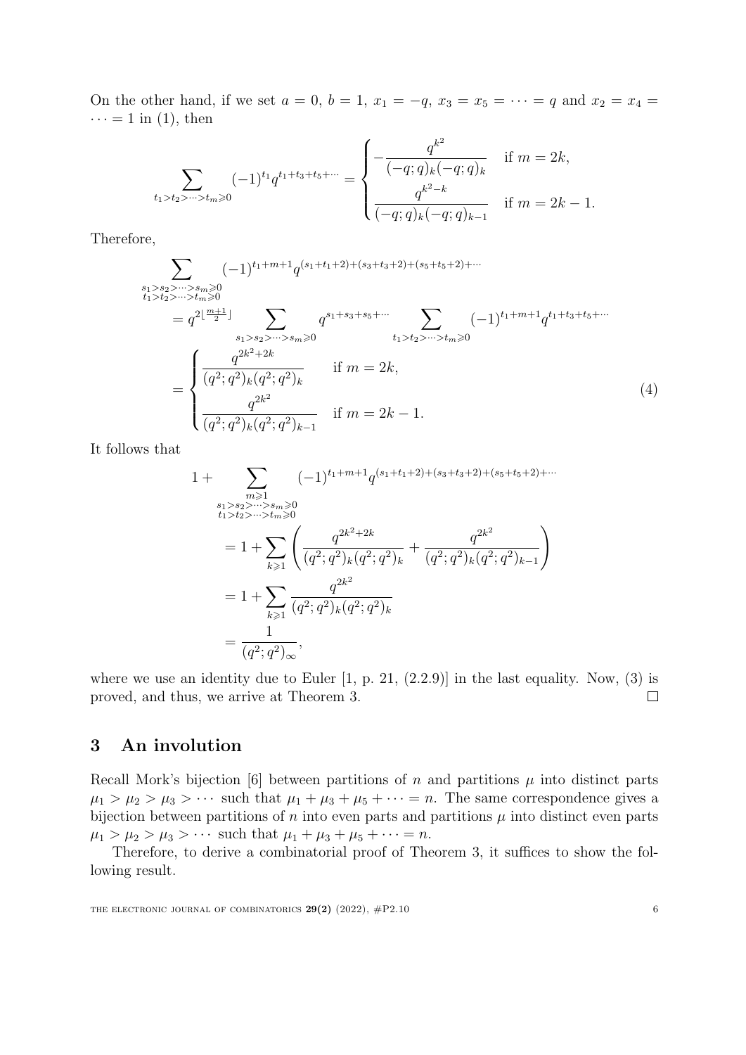On the other hand, if we set $a = 0$, $b = 1$, $x_1 = -q$, $x_3 = x_5 = \cdots = q$ and $x_2 = x_4 = \cdots = 1$ in (1), then

$$\sum_{t_1 > t_2 > \cdots > t_m \geqslant 0} (-1)^{t_1} q^{t_1+t_3+t_5+\cdots} = \begin{cases} -\dfrac{q^{k^2}}{(-q;q)_k(-q;q)_k} & \text{if } m = 2k, \\ \dfrac{q^{k^2-k}}{(-q;q)_k(-q;q)_{k-1}} & \text{if } m = 2k-1. \end{cases}$$

Therefore,

$$\begin{aligned}
&\sum_{\substack{s_1 > s_2 > \cdots > s_m \geqslant 0 \\ t_1 > t_2 > \cdots > t_m \geqslant 0}} (-1)^{t_1+m+1} q^{(s_1+t_1+2)+(s_3+t_3+2)+(s_5+t_5+2)+\cdots} \\
&= q^{2\lfloor \frac{m+1}{2} \rfloor} \sum_{s_1 > s_2 > \cdots > s_m \geqslant 0} q^{s_1+s_3+s_5+\cdots} \sum_{t_1 > t_2 > \cdots > t_m \geqslant 0} (-1)^{t_1+m+1} q^{t_1+t_3+t_5+\cdots} \\
&= \begin{cases} \dfrac{q^{2k^2+2k}}{(q^2;q^2)_k(q^2;q^2)_k} & \text{if } m = 2k, \\ \dfrac{q^{2k^2}}{(q^2;q^2)_k(q^2;q^2)_{k-1}} & \text{if } m = 2k-1. \end{cases}
\end{aligned} \tag{4}$$

It follows that

$$\begin{aligned}
1 + &\sum_{\substack{m \geqslant 1 \\ s_1 > s_2 > \cdots > s_m \geqslant 0 \\ t_1 > t_2 > \cdots > t_m \geqslant 0}} (-1)^{t_1+m+1} q^{(s_1+t_1+2)+(s_3+t_3+2)+(s_5+t_5+2)+\cdots} \\
&= 1 + \sum_{k \geqslant 1} \left( \frac{q^{2k^2+2k}}{(q^2;q^2)_k(q^2;q^2)_k} + \frac{q^{2k^2}}{(q^2;q^2)_k(q^2;q^2)_{k-1}} \right) \\
&= 1 + \sum_{k \geqslant 1} \frac{q^{2k^2}}{(q^2;q^2)_k(q^2;q^2)_k} \\
&= \frac{1}{(q^2;q^2)_\infty},
\end{aligned}$$

where we use an identity due to Euler [1, p. 21, (2.2.9)] in the last equality. Now, (3) is proved, and thus, we arrive at Theorem 3. □

## 3 An involution

Recall Mork's bijection [6] between partitions of $n$ and partitions $\mu$ into distinct parts $\mu_1 > \mu_2 > \mu_3 > \cdots$ such that $\mu_1 + \mu_3 + \mu_5 + \cdots = n$. The same correspondence gives a bijection between partitions of $n$ into even parts and partitions $\mu$ into distinct even parts $\mu_1 > \mu_2 > \mu_3 > \cdots$ such that $\mu_1 + \mu_3 + \mu_5 + \cdots = n$.

Therefore, to derive a combinatorial proof of Theorem 3, it suffices to show the following result.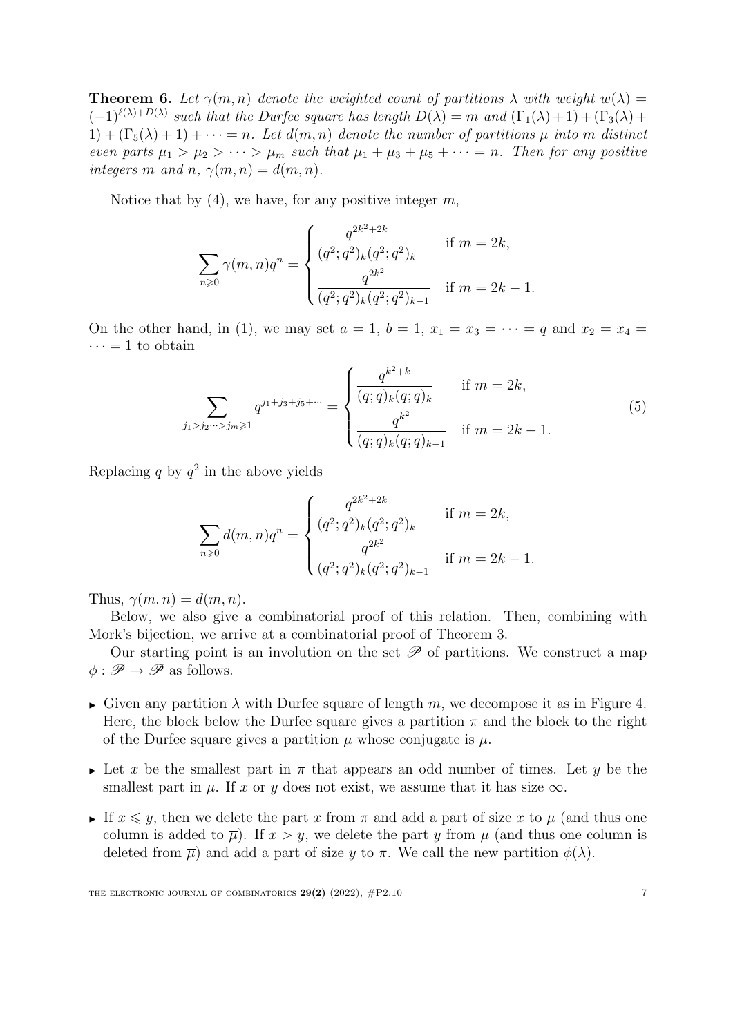**Theorem 6.** *Let $\gamma(m,n)$ denote the weighted count of partitions $\lambda$ with weight $w(\lambda) = (-1)^{\ell(\lambda)+D(\lambda)}$ such that the Durfee square has length $D(\lambda) = m$ and $(\Gamma_1(\lambda)+1)+(\Gamma_3(\lambda)+1)+(\Gamma_5(\lambda)+1)+\cdots = n$. Let $d(m,n)$ denote the number of partitions $\mu$ into $m$ distinct even parts $\mu_1 > \mu_2 > \cdots > \mu_m$ such that $\mu_1+\mu_3+\mu_5+\cdots = n$. Then for any positive integers $m$ and $n$, $\gamma(m,n) = d(m,n)$.*

Notice that by (4), we have, for any positive integer $m$,

$$\sum_{n\geqslant 0}\gamma(m,n)q^n = \begin{cases} \dfrac{q^{2k^2+2k}}{(q^2;q^2)_k(q^2;q^2)_k} & \text{if } m = 2k, \\ \dfrac{q^{2k^2}}{(q^2;q^2)_k(q^2;q^2)_{k-1}} & \text{if } m = 2k-1. \end{cases}$$

On the other hand, in (1), we may set $a = 1$, $b = 1$, $x_1 = x_3 = \cdots = q$ and $x_2 = x_4 = \cdots = 1$ to obtain

$$\sum_{j_1>j_2\cdots>j_m\geqslant 1} q^{j_1+j_3+j_5+\cdots} = \begin{cases} \dfrac{q^{k^2+k}}{(q;q)_k(q;q)_k} & \text{if } m = 2k, \\ \dfrac{q^{k^2}}{(q;q)_k(q;q)_{k-1}} & \text{if } m = 2k-1. \end{cases} \tag{5}$$

Replacing $q$ by $q^2$ in the above yields

$$\sum_{n\geqslant 0}d(m,n)q^n = \begin{cases} \dfrac{q^{2k^2+2k}}{(q^2;q^2)_k(q^2;q^2)_k} & \text{if } m = 2k, \\ \dfrac{q^{2k^2}}{(q^2;q^2)_k(q^2;q^2)_{k-1}} & \text{if } m = 2k-1. \end{cases}$$

Thus, $\gamma(m,n) = d(m,n)$.

Below, we also give a combinatorial proof of this relation. Then, combining with Mork's bijection, we arrive at a combinatorial proof of Theorem 3.

Our starting point is an involution on the set $\mathscr{P}$ of partitions. We construct a map $\phi : \mathscr{P} \to \mathscr{P}$ as follows.

- Given any partition $\lambda$ with Durfee square of length $m$, we decompose it as in Figure 4. Here, the block below the Durfee square gives a partition $\pi$ and the block to the right of the Durfee square gives a partition $\overline{\mu}$ whose conjugate is $\mu$.
- Let $x$ be the smallest part in $\pi$ that appears an odd number of times. Let $y$ be the smallest part in $\mu$. If $x$ or $y$ does not exist, we assume that it has size $\infty$.
- If $x \leqslant y$, then we delete the part $x$ from $\pi$ and add a part of size $x$ to $\mu$ (and thus one column is added to $\overline{\mu}$). If $x > y$, we delete the part $y$ from $\mu$ (and thus one column is deleted from $\overline{\mu}$) and add a part of size $y$ to $\pi$. We call the new partition $\phi(\lambda)$.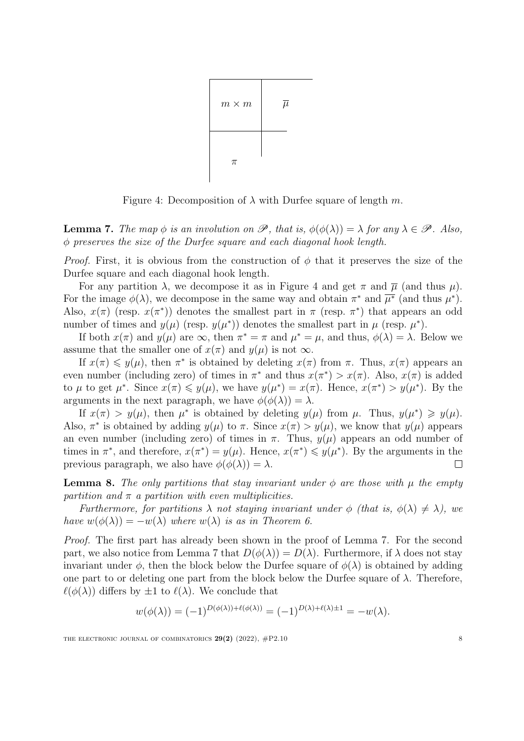Figure 4: Decomposition of $\lambda$ with Durfee square of length $m$.

**Lemma 7.** *The map $\phi$ is an involution on $\mathscr{P}$, that is, $\phi(\phi(\lambda)) = \lambda$ for any $\lambda \in \mathscr{P}$. Also, $\phi$ preserves the size of the Durfee square and each diagonal hook length.*

*Proof.* First, it is obvious from the construction of $\phi$ that it preserves the size of the Durfee square and each diagonal hook length.

For any partition $\lambda$, we decompose it as in Figure 4 and get $\pi$ and $\overline{\mu}$ (and thus $\mu$). For the image $\phi(\lambda)$, we decompose in the same way and obtain $\pi^*$ and $\overline{\mu^*}$ (and thus $\mu^*$). Also, $x(\pi)$ (resp. $x(\pi^*)$) denotes the smallest part in $\pi$ (resp. $\pi^*$) that appears an odd number of times and $y(\mu)$ (resp. $y(\mu^*)$) denotes the smallest part in $\mu$ (resp. $\mu^*$).

If both $x(\pi)$ and $y(\mu)$ are $\infty$, then $\pi^* = \pi$ and $\mu^* = \mu$, and thus, $\phi(\lambda) = \lambda$. Below we assume that the smaller one of $x(\pi)$ and $y(\mu)$ is not $\infty$.

If $x(\pi) \leqslant y(\mu)$, then $\pi^*$ is obtained by deleting $x(\pi)$ from $\pi$. Thus, $x(\pi)$ appears an even number (including zero) of times in $\pi^*$ and thus $x(\pi^*) > x(\pi)$. Also, $x(\pi)$ is added to $\mu$ to get $\mu^*$. Since $x(\pi) \leqslant y(\mu)$, we have $y(\mu^*) = x(\pi)$. Hence, $x(\pi^*) > y(\mu^*)$. By the arguments in the next paragraph, we have $\phi(\phi(\lambda)) = \lambda$.

If $x(\pi) > y(\mu)$, then $\mu^*$ is obtained by deleting $y(\mu)$ from $\mu$. Thus, $y(\mu^*) \geqslant y(\mu)$. Also, $\pi^*$ is obtained by adding $y(\mu)$ to $\pi$. Since $x(\pi) > y(\mu)$, we know that $y(\mu)$ appears an even number (including zero) of times in $\pi$. Thus, $y(\mu)$ appears an odd number of times in $\pi^*$, and therefore, $x(\pi^*) = y(\mu)$. Hence, $x(\pi^*) \leqslant y(\mu^*)$. By the arguments in the previous paragraph, we also have $\phi(\phi(\lambda)) = \lambda$. $\square$

**Lemma 8.** *The only partitions that stay invariant under $\phi$ are those with $\mu$ the empty partition and $\pi$ a partition with even multiplicities.*

*Furthermore, for partitions $\lambda$ not staying invariant under $\phi$ (that is, $\phi(\lambda) \neq \lambda$), we have $w(\phi(\lambda)) = -w(\lambda)$ where $w(\lambda)$ is as in Theorem 6.*

*Proof.* The first part has already been shown in the proof of Lemma 7. For the second part, we also notice from Lemma 7 that $D(\phi(\lambda)) = D(\lambda)$. Furthermore, if $\lambda$ does not stay invariant under $\phi$, then the block below the Durfee square of $\phi(\lambda)$ is obtained by adding one part to or deleting one part from the block below the Durfee square of $\lambda$. Therefore, $\ell(\phi(\lambda))$ differs by $\pm 1$ to $\ell(\lambda)$. We conclude that

$$w(\phi(\lambda)) = (-1)^{D(\phi(\lambda))+\ell(\phi(\lambda))} = (-1)^{D(\lambda)+\ell(\lambda)\pm 1} = -w(\lambda).$$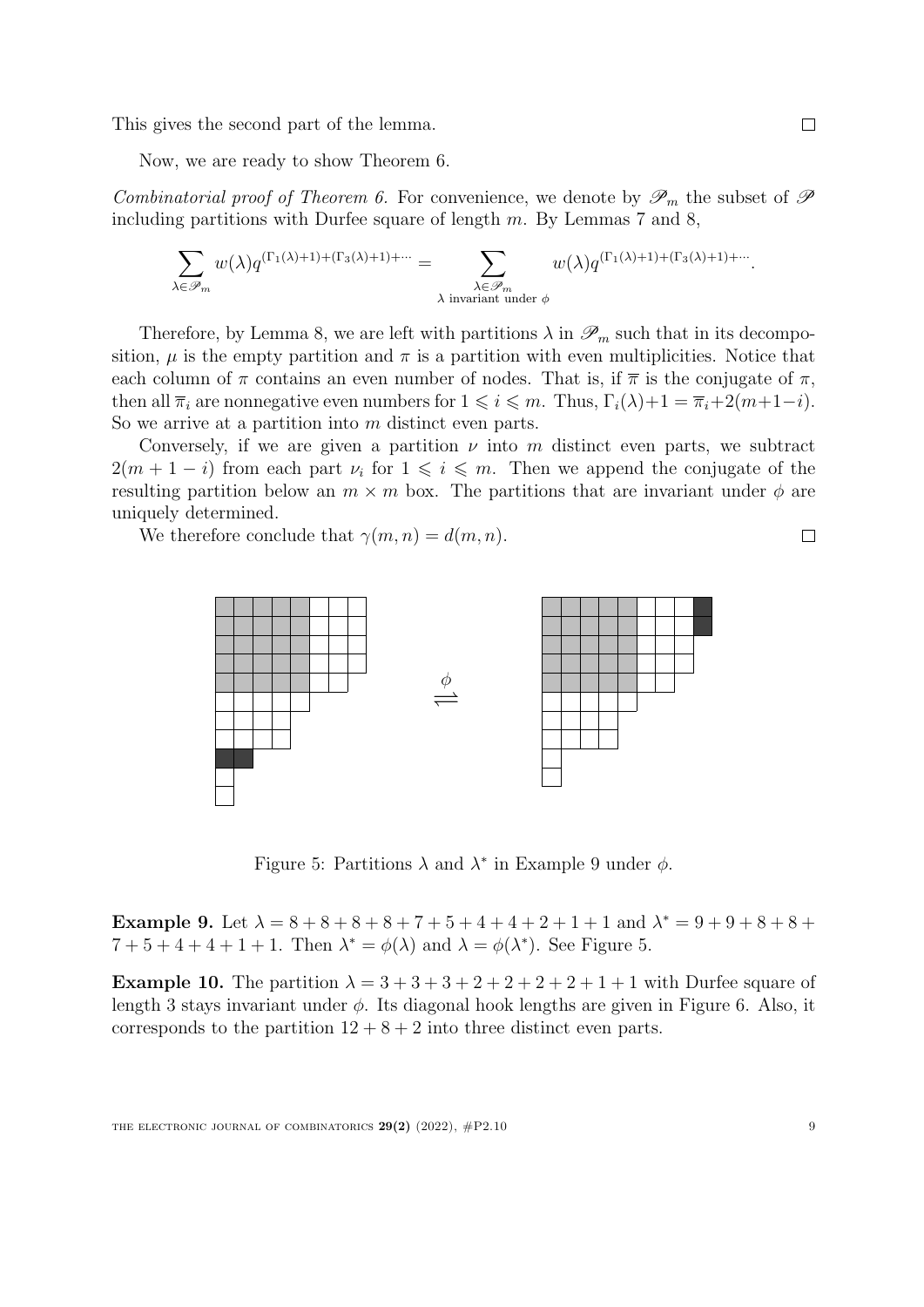This gives the second part of the lemma. ☐

Now, we are ready to show Theorem 6.

*Combinatorial proof of Theorem 6.* For convenience, we denote by $\mathscr{P}_m$ the subset of $\mathscr{P}$ including partitions with Durfee square of length $m$. By Lemmas 7 and 8,

$$\sum_{\lambda\in\mathscr{P}_m} w(\lambda)q^{(\Gamma_1(\lambda)+1)+(\Gamma_3(\lambda)+1)+\cdots} = \sum_{\substack{\lambda\in\mathscr{P}_m \\ \lambda \text{ invariant under } \phi}} w(\lambda)q^{(\Gamma_1(\lambda)+1)+(\Gamma_3(\lambda)+1)+\cdots}.$$

Therefore, by Lemma 8, we are left with partitions $\lambda$ in $\mathscr{P}_m$ such that in its decomposition, $\mu$ is the empty partition and $\pi$ is a partition with even multiplicities. Notice that each column of $\pi$ contains an even number of nodes. That is, if $\overline{\pi}$ is the conjugate of $\pi$, then all $\overline{\pi}_i$ are nonnegative even numbers for $1 \leqslant i \leqslant m$. Thus, $\Gamma_i(\lambda)+1 = \overline{\pi}_i+2(m+1-i)$. So we arrive at a partition into $m$ distinct even parts.

Conversely, if we are given a partition $\nu$ into $m$ distinct even parts, we subtract $2(m+1-i)$ from each part $\nu_i$ for $1 \leqslant i \leqslant m$. Then we append the conjugate of the resulting partition below an $m \times m$ box. The partitions that are invariant under $\phi$ are uniquely determined.

We therefore conclude that $\gamma(m,n) = d(m,n)$. ☐

Figure 5: Partitions $\lambda$ and $\lambda^*$ in Example 9 under $\phi$.

**Example 9.** Let $\lambda = 8+8+8+8+7+5+4+4+2+1+1$ and $\lambda^* = 9+9+8+8+7+5+4+4+1+1$. Then $\lambda^* = \phi(\lambda)$ and $\lambda = \phi(\lambda^*)$. See Figure 5.

**Example 10.** The partition $\lambda = 3+3+3+2+2+2+2+1+1$ with Durfee square of length 3 stays invariant under $\phi$. Its diagonal hook lengths are given in Figure 6. Also, it corresponds to the partition $12+8+2$ into three distinct even parts.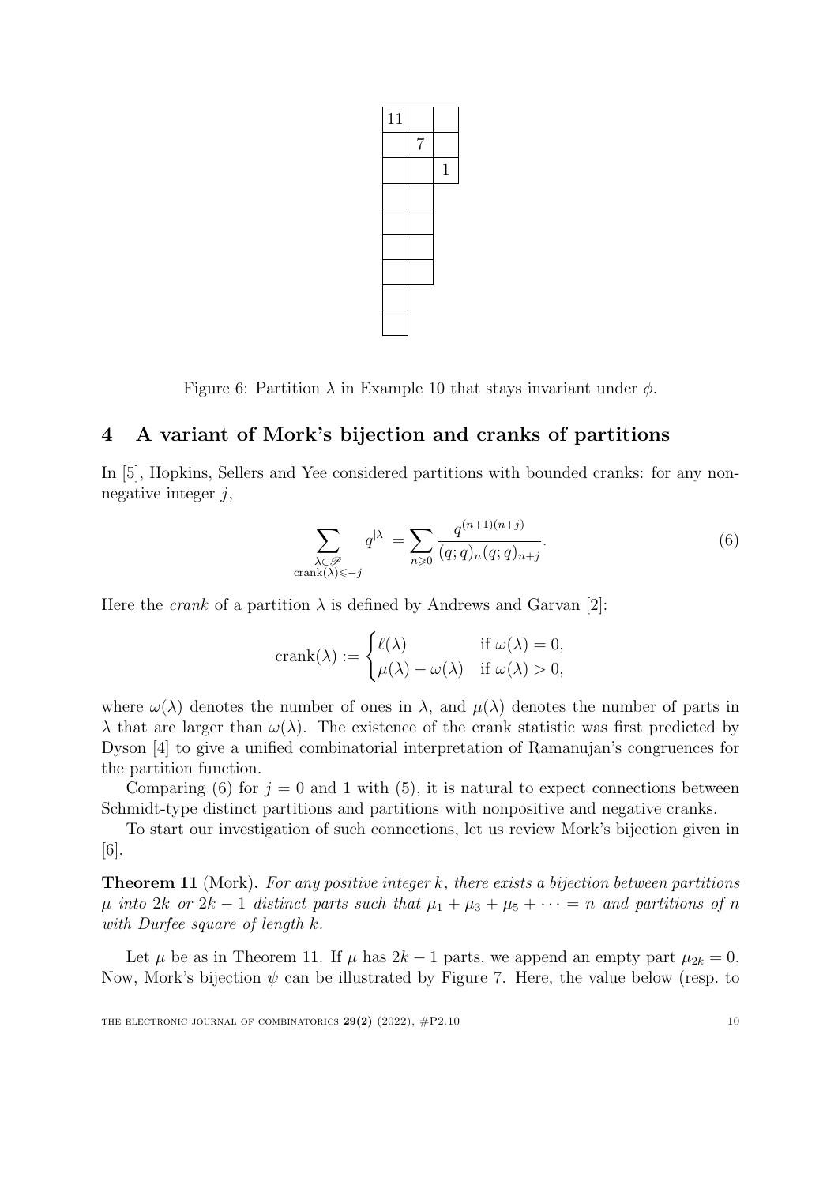Figure 6: Partition $\lambda$ in Example 10 that stays invariant under $\phi$.

## 4 A variant of Mork's bijection and cranks of partitions

In [5], Hopkins, Sellers and Yee considered partitions with bounded cranks: for any nonnegative integer $j$,

$$\sum_{\substack{\lambda\in\mathscr{P}\\ \mathrm{crank}(\lambda)\leqslant -j}} q^{|\lambda|} = \sum_{n\geqslant 0} \frac{q^{(n+1)(n+j)}}{(q;q)_n(q;q)_{n+j}}. \tag{6}$$

Here the *crank* of a partition $\lambda$ is defined by Andrews and Garvan [2]:

$$\mathrm{crank}(\lambda) := \begin{cases} \ell(\lambda) & \text{if } \omega(\lambda) = 0, \\ \mu(\lambda) - \omega(\lambda) & \text{if } \omega(\lambda) > 0, \end{cases}$$

where $\omega(\lambda)$ denotes the number of ones in $\lambda$, and $\mu(\lambda)$ denotes the number of parts in $\lambda$ that are larger than $\omega(\lambda)$. The existence of the crank statistic was first predicted by Dyson [4] to give a unified combinatorial interpretation of Ramanujan's congruences for the partition function.

Comparing (6) for $j = 0$ and 1 with (5), it is natural to expect connections between Schmidt-type distinct partitions and partitions with nonpositive and negative cranks.

To start our investigation of such connections, let us review Mork's bijection given in [6].

**Theorem 11** (Mork)**.** *For any positive integer $k$, there exists a bijection between partitions $\mu$ into $2k$ or $2k-1$ distinct parts such that $\mu_1 + \mu_3 + \mu_5 + \cdots = n$ and partitions of $n$ with Durfee square of length $k$.*

Let $\mu$ be as in Theorem 11. If $\mu$ has $2k-1$ parts, we append an empty part $\mu_{2k} = 0$. Now, Mork's bijection $\psi$ can be illustrated by Figure 7. Here, the value below (resp. to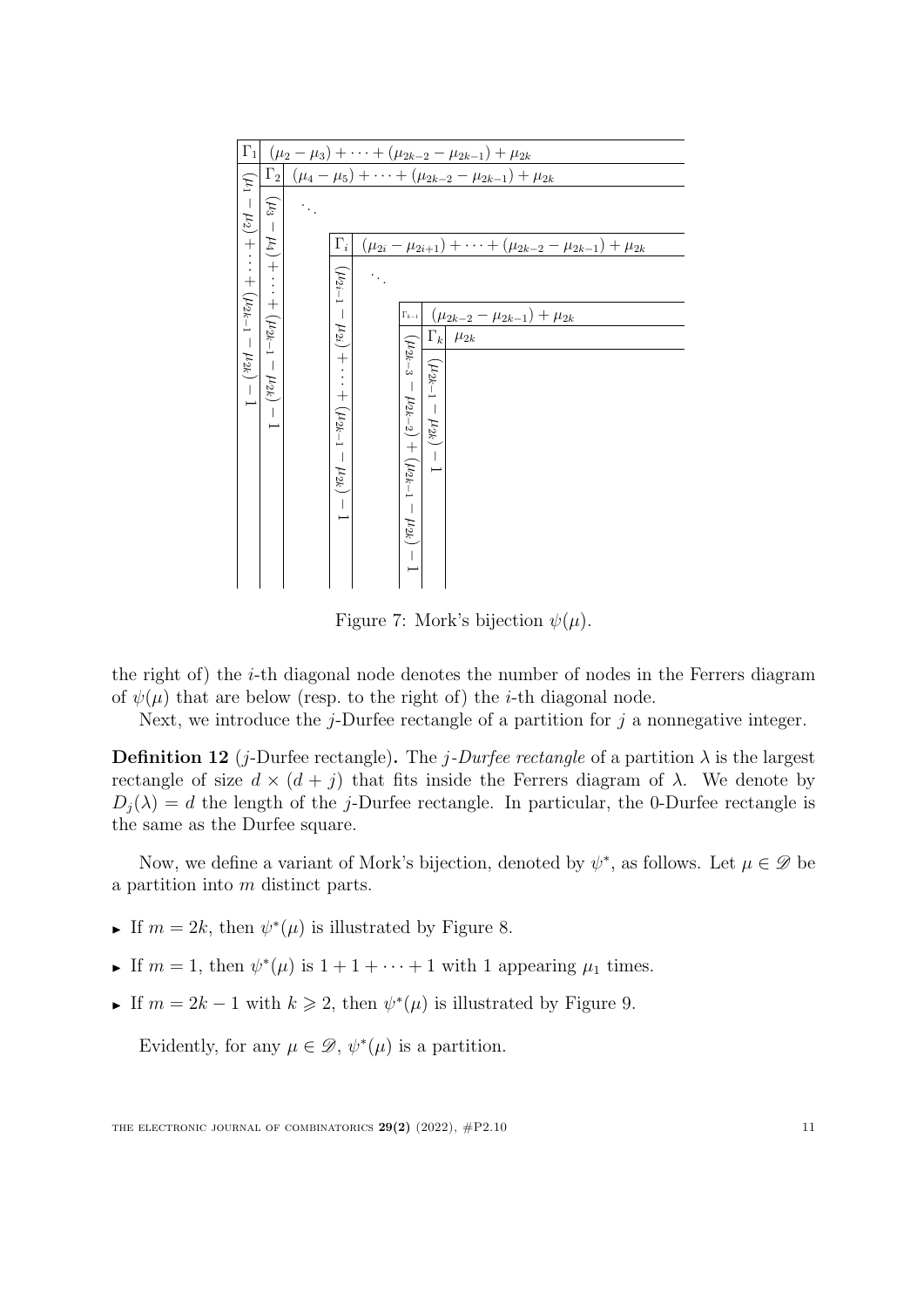Figure 7: Mork's bijection $\psi(\mu)$.

the right of) the $i$-th diagonal node denotes the number of nodes in the Ferrers diagram of $\psi(\mu)$ that are below (resp. to the right of) the $i$-th diagonal node.

Next, we introduce the $j$-Durfee rectangle of a partition for $j$ a nonnegative integer.

**Definition 12** ($j$-Durfee rectangle)**.** The *$j$-Durfee rectangle* of a partition $\lambda$ is the largest rectangle of size $d \times (d+j)$ that fits inside the Ferrers diagram of $\lambda$. We denote by $D_j(\lambda) = d$ the length of the $j$-Durfee rectangle. In particular, the 0-Durfee rectangle is the same as the Durfee square.

Now, we define a variant of Mork's bijection, denoted by $\psi^*$, as follows. Let $\mu \in \mathscr{D}$ be a partition into $m$ distinct parts.

- If $m = 2k$, then $\psi^*(\mu)$ is illustrated by Figure 8.
- If $m = 1$, then $\psi^*(\mu)$ is $1 + 1 + \cdots + 1$ with 1 appearing $\mu_1$ times.
- If $m = 2k - 1$ with $k \geqslant 2$, then $\psi^*(\mu)$ is illustrated by Figure 9.

Evidently, for any $\mu \in \mathscr{D}$, $\psi^*(\mu)$ is a partition.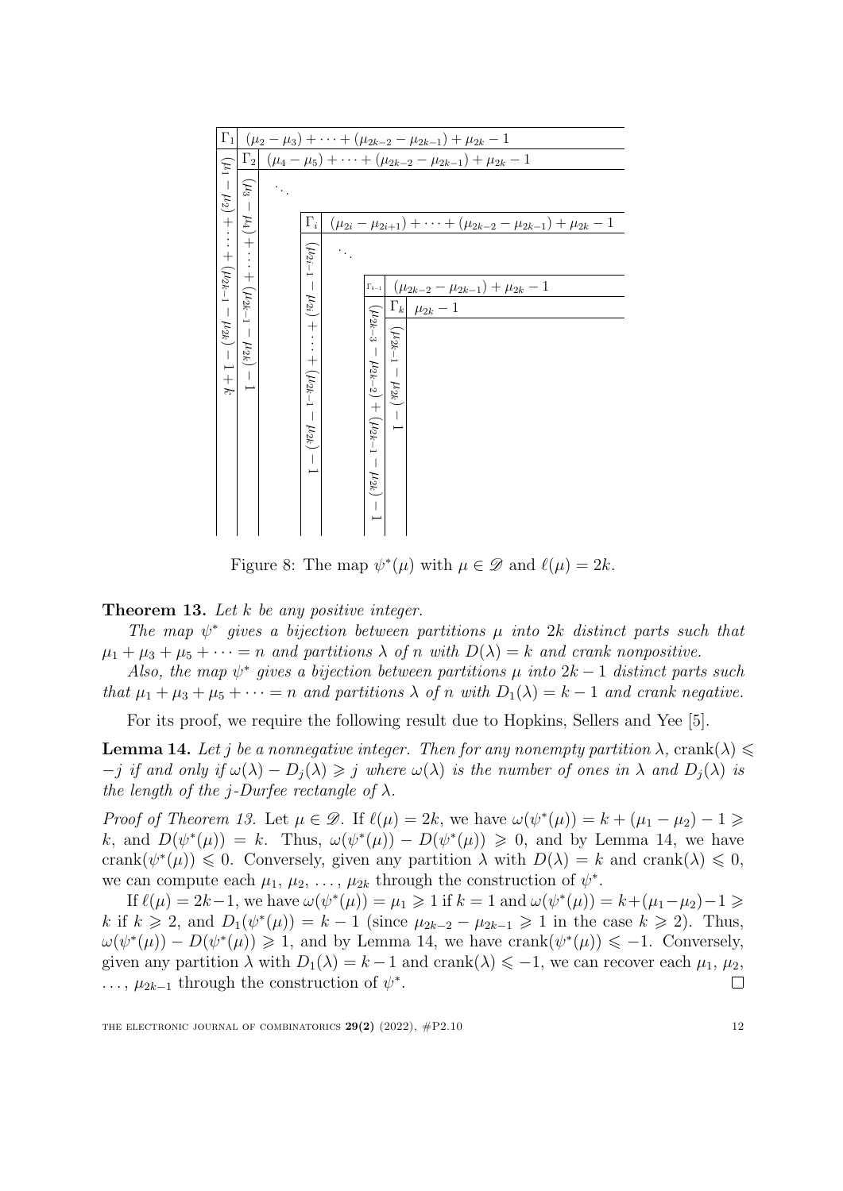| $\Gamma_1$ | $(\mu_2-\mu_3)+\cdots+(\mu_{2k-2}-\mu_{2k-1})+\mu_{2k}-1$ |
|---|---|
| $\Gamma_2$ | $(\mu_4-\mu_5)+\cdots+(\mu_{2k-2}-\mu_{2k-1})+\mu_{2k}-1$ |
| $\Gamma_i$ | $(\mu_{2i}-\mu_{2i+1})+\cdots+(\mu_{2k-2}-\mu_{2k-1})+\mu_{2k}-1$ |
| $\Gamma_{k-1}$ | $(\mu_{2k-2}-\mu_{2k-1})+\mu_{2k}-1$ |
| $\Gamma_k$ | $\mu_{2k}-1$ |

Columns (vertical labels): $(\mu_1-\mu_2)+\cdots+(\mu_{2k-1}-\mu_{2k})-1+k$; $(\mu_3-\mu_4)+\cdots+(\mu_{2k-1}-\mu_{2k})-1$; $(\mu_{2i-1}-\mu_{2i})+\cdots+(\mu_{2k-1}-\mu_{2k})-1$; $(\mu_{2k-3}-\mu_{2k-2})+(\mu_{2k-1}-\mu_{2k})-1$; $(\mu_{2k-1}-\mu_{2k})-1$.

Figure 8: The map $\psi^*(\mu)$ with $\mu \in \mathscr{D}$ and $\ell(\mu) = 2k$.

**Theorem 13.** *Let $k$ be any positive integer.*

*The map $\psi^*$ gives a bijection between partitions $\mu$ into $2k$ distinct parts such that $\mu_1 + \mu_3 + \mu_5 + \cdots = n$ and partitions $\lambda$ of $n$ with $D(\lambda) = k$ and crank nonpositive.*

*Also, the map $\psi^*$ gives a bijection between partitions $\mu$ into $2k-1$ distinct parts such that $\mu_1 + \mu_3 + \mu_5 + \cdots = n$ and partitions $\lambda$ of $n$ with $D_1(\lambda) = k-1$ and crank negative.*

For its proof, we require the following result due to Hopkins, Sellers and Yee [5].

**Lemma 14.** *Let $j$ be a nonnegative integer. Then for any nonempty partition $\lambda$, $\text{crank}(\lambda) \leqslant -j$ if and only if $\omega(\lambda) - D_j(\lambda) \geqslant j$ where $\omega(\lambda)$ is the number of ones in $\lambda$ and $D_j(\lambda)$ is the length of the $j$-Durfee rectangle of $\lambda$.*

*Proof of Theorem 13.* Let $\mu \in \mathscr{D}$. If $\ell(\mu) = 2k$, we have $\omega(\psi^*(\mu)) = k + (\mu_1 - \mu_2) - 1 \geqslant k$, and $D(\psi^*(\mu)) = k$. Thus, $\omega(\psi^*(\mu)) - D(\psi^*(\mu)) \geqslant 0$, and by Lemma 14, we have $\text{crank}(\psi^*(\mu)) \leqslant 0$. Conversely, given any partition $\lambda$ with $D(\lambda) = k$ and $\text{crank}(\lambda) \leqslant 0$, we can compute each $\mu_1, \mu_2, \ldots, \mu_{2k}$ through the construction of $\psi^*$.

If $\ell(\mu) = 2k-1$, we have $\omega(\psi^*(\mu)) = \mu_1 \geqslant 1$ if $k = 1$ and $\omega(\psi^*(\mu)) = k+(\mu_1-\mu_2)-1 \geqslant k$ if $k \geqslant 2$, and $D_1(\psi^*(\mu)) = k-1$ (since $\mu_{2k-2} - \mu_{2k-1} \geqslant 1$ in the case $k \geqslant 2$). Thus, $\omega(\psi^*(\mu)) - D(\psi^*(\mu)) \geqslant 1$, and by Lemma 14, we have $\text{crank}(\psi^*(\mu)) \leqslant -1$. Conversely, given any partition $\lambda$ with $D_1(\lambda) = k-1$ and $\text{crank}(\lambda) \leqslant -1$, we can recover each $\mu_1, \mu_2, \ldots, \mu_{2k-1}$ through the construction of $\psi^*$. $\square$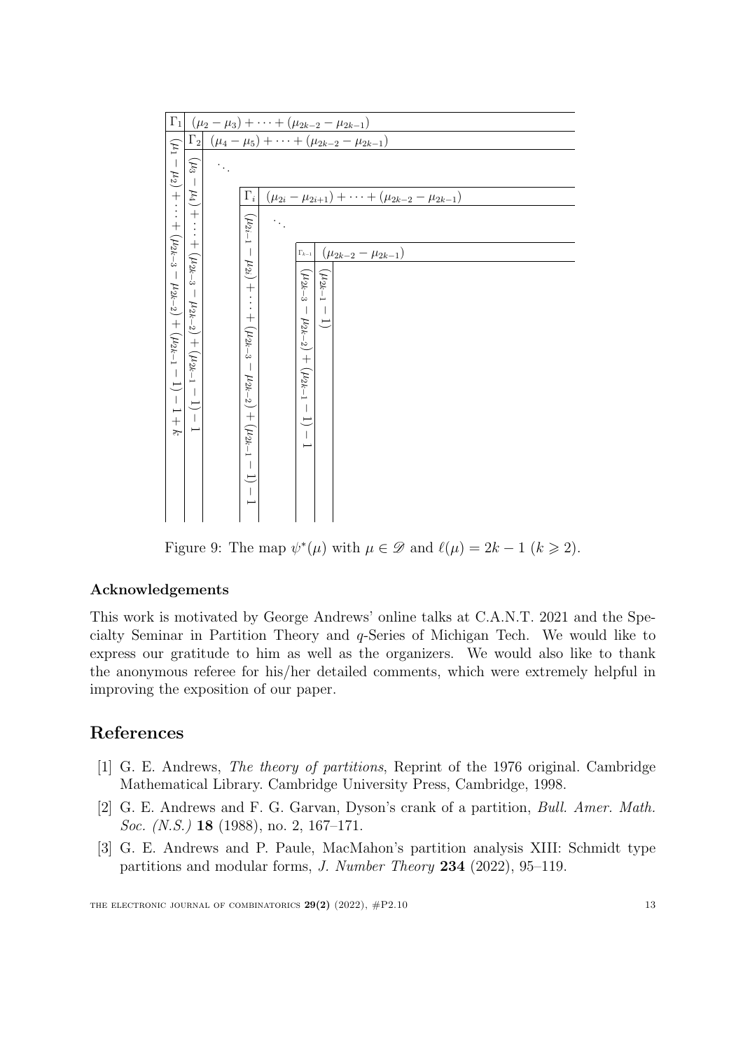| | |
|---|---|
| $\Gamma_1$ | $(\mu_2 - \mu_3) + \cdots + (\mu_{2k-2} - \mu_{2k-1})$ |
| $(\mu_1 - \mu_2) + \cdots + (\mu_{2k-3} - \mu_{2k-2}) + (\mu_{2k-1} - 1) - 1 + k$ | |
| $\Gamma_2$ | $(\mu_4 - \mu_5) + \cdots + (\mu_{2k-2} - \mu_{2k-1})$ |
| $(\mu_3 - \mu_4) + \cdots + (\mu_{2k-3} - \mu_{2k-2}) + (\mu_{2k-1} - 1) - 1$ | |
| $\ddots$ | |
| $\Gamma_i$ | $(\mu_{2i} - \mu_{2i+1}) + \cdots + (\mu_{2k-2} - \mu_{2k-1})$ |
| $(\mu_{2i-1} - \mu_{2i}) + \cdots + (\mu_{2k-3} - \mu_{2k-2}) + (\mu_{2k-1} - 1) - 1$ | |
| $\ddots$ | |
| $\Gamma_{k-1}$ | $(\mu_{2k-2} - \mu_{2k-1})$ |
| $(\mu_{2k-3} - \mu_{2k-2}) + (\mu_{2k-1} - 1) - 1$ | |
| $(\mu_{2k-1} - 1)$ | |

Figure 9: The map $\psi^*(\mu)$ with $\mu \in \mathscr{D}$ and $\ell(\mu) = 2k - 1$ ($k \geqslant 2$).

### Acknowledgements

This work is motivated by George Andrews' online talks at C.A.N.T. 2021 and the Specialty Seminar in Partition Theory and $q$-Series of Michigan Tech. We would like to express our gratitude to him as well as the organizers. We would also like to thank the anonymous referee for his/her detailed comments, which were extremely helpful in improving the exposition of our paper.

## References

[1] G. E. Andrews, *The theory of partitions*, Reprint of the 1976 original. Cambridge Mathematical Library. Cambridge University Press, Cambridge, 1998.

[2] G. E. Andrews and F. G. Garvan, Dyson's crank of a partition, *Bull. Amer. Math. Soc. (N.S.)* **18** (1988), no. 2, 167–171.

[3] G. E. Andrews and P. Paule, MacMahon's partition analysis XIII: Schmidt type partitions and modular forms, *J. Number Theory* **234** (2022), 95–119.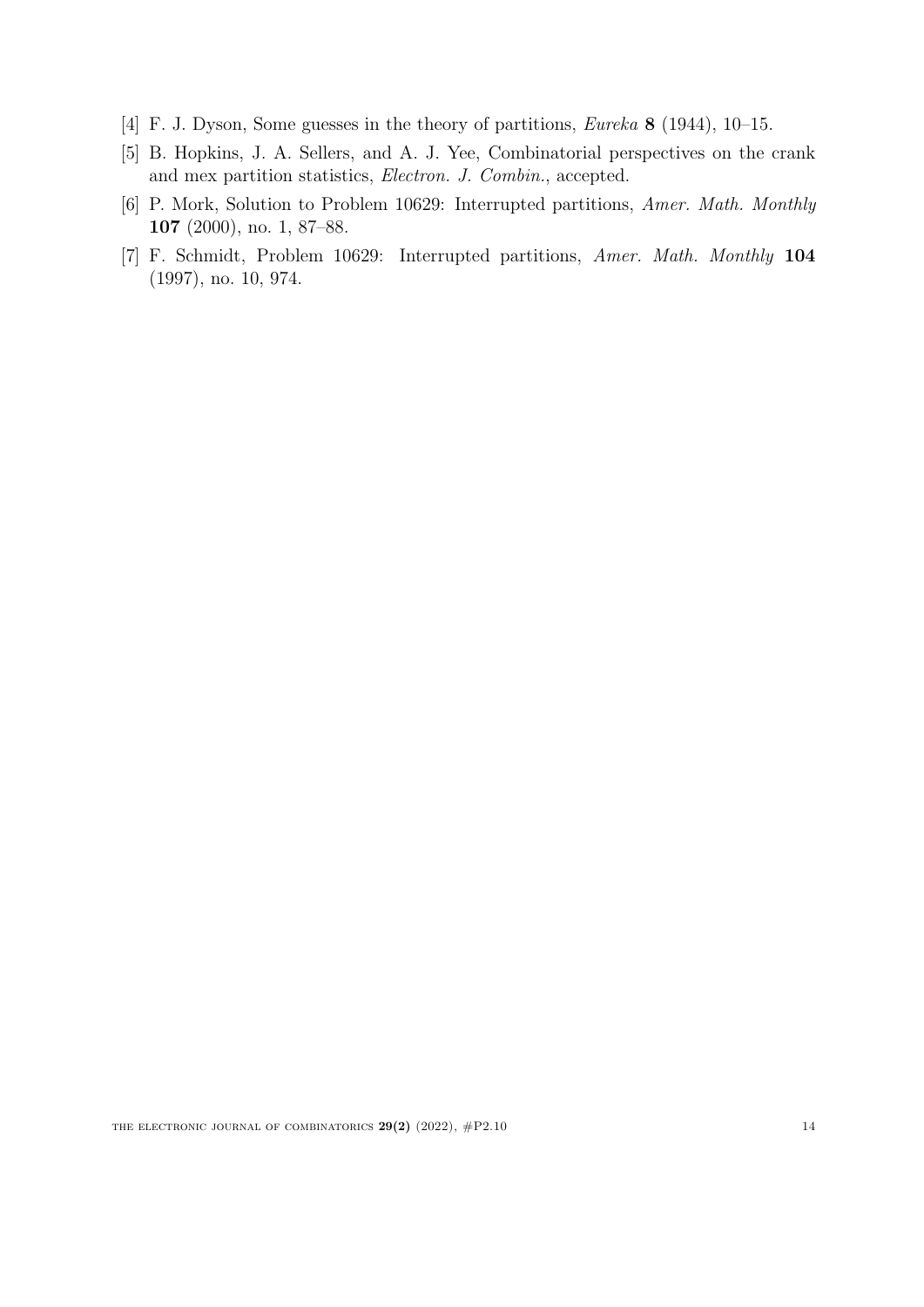[4] F. J. Dyson, Some guesses in the theory of partitions, *Eureka* **8** (1944), 10–15.

[5] B. Hopkins, J. A. Sellers, and A. J. Yee, Combinatorial perspectives on the crank and mex partition statistics, *Electron. J. Combin.*, accepted.

[6] P. Mork, Solution to Problem 10629: Interrupted partitions, *Amer. Math. Monthly* **107** (2000), no. 1, 87–88.

[7] F. Schmidt, Problem 10629: Interrupted partitions, *Amer. Math. Monthly* **104** (1997), no. 10, 974.